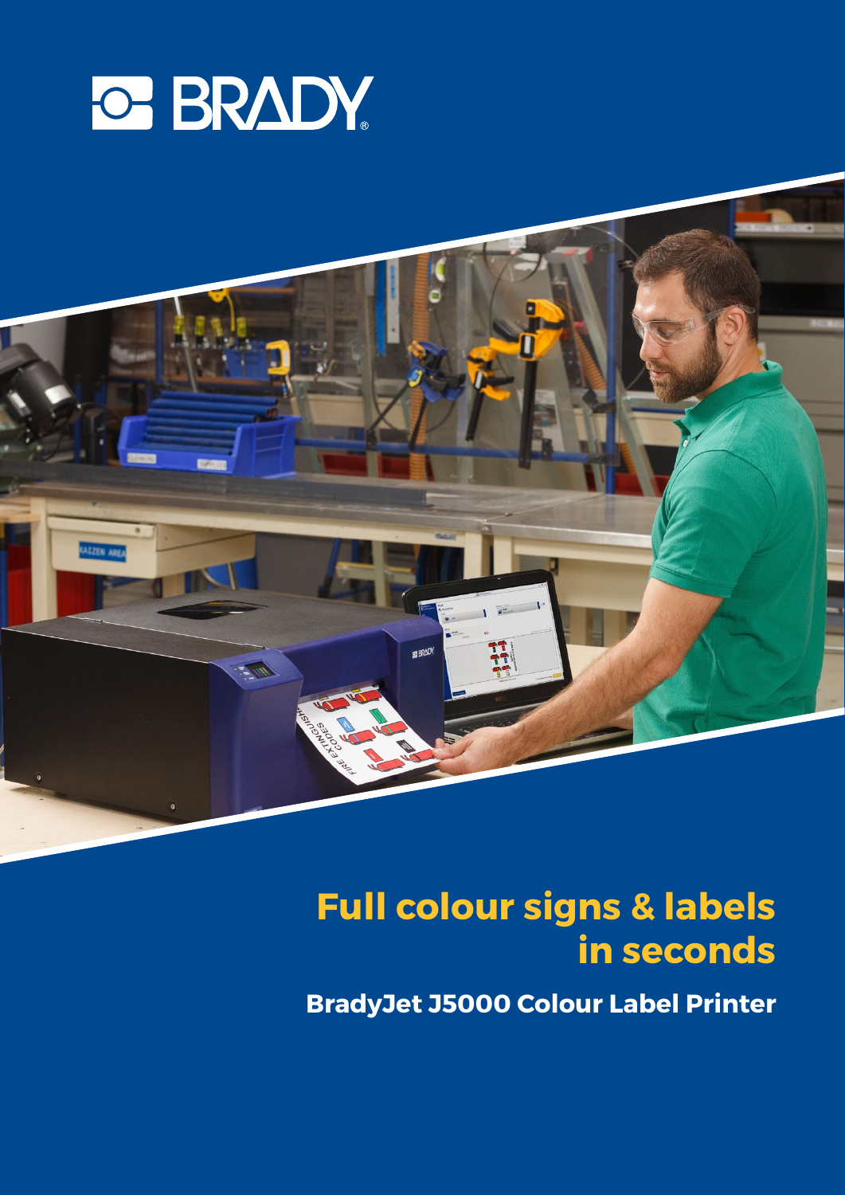BRADY

# Full colour signs & labels in seconds

## BradyJet J5000 Colour Label Printer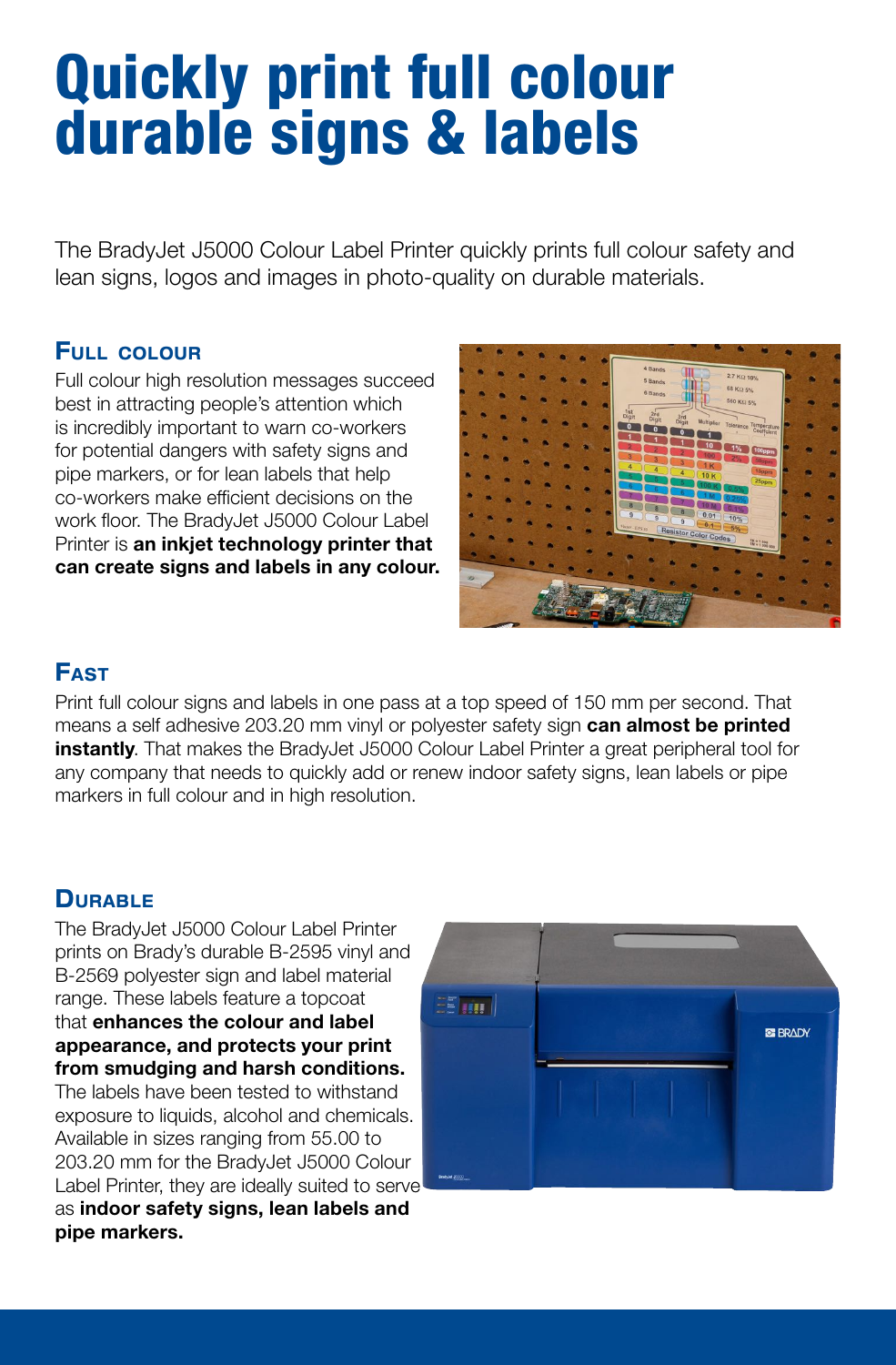# Quickly print full colour durable signs & labels

The BradyJet J5000 Colour Label Printer quickly prints full colour safety and lean signs, logos and images in photo-quality on durable materials.

## Full colour

Full colour high resolution messages succeed best in attracting people's attention which is incredibly important to warn co-workers for potential dangers with safety signs and pipe markers, or for lean labels that help co-workers make efficient decisions on the work floor. The BradyJet J5000 Colour Label Printer is **an inkjet technology printer that can create signs and labels in any colour.**

## Fast

Print full colour signs and labels in one pass at a top speed of 150 mm per second. That means a self adhesive 203.20 mm vinyl or polyester safety sign **can almost be printed instantly**. That makes the BradyJet J5000 Colour Label Printer a great peripheral tool for any company that needs to quickly add or renew indoor safety signs, lean labels or pipe markers in full colour and in high resolution.

## Durable

The BradyJet J5000 Colour Label Printer prints on Brady's durable B-2595 vinyl and B-2569 polyester sign and label material range. These labels feature a topcoat that **enhances the colour and label appearance, and protects your print from smudging and harsh conditions.** The labels have been tested to withstand exposure to liquids, alcohol and chemicals. Available in sizes ranging from 55.00 to 203.20 mm for the BradyJet J5000 Colour Label Printer, they are ideally suited to serve as **indoor safety signs, lean labels and pipe markers.**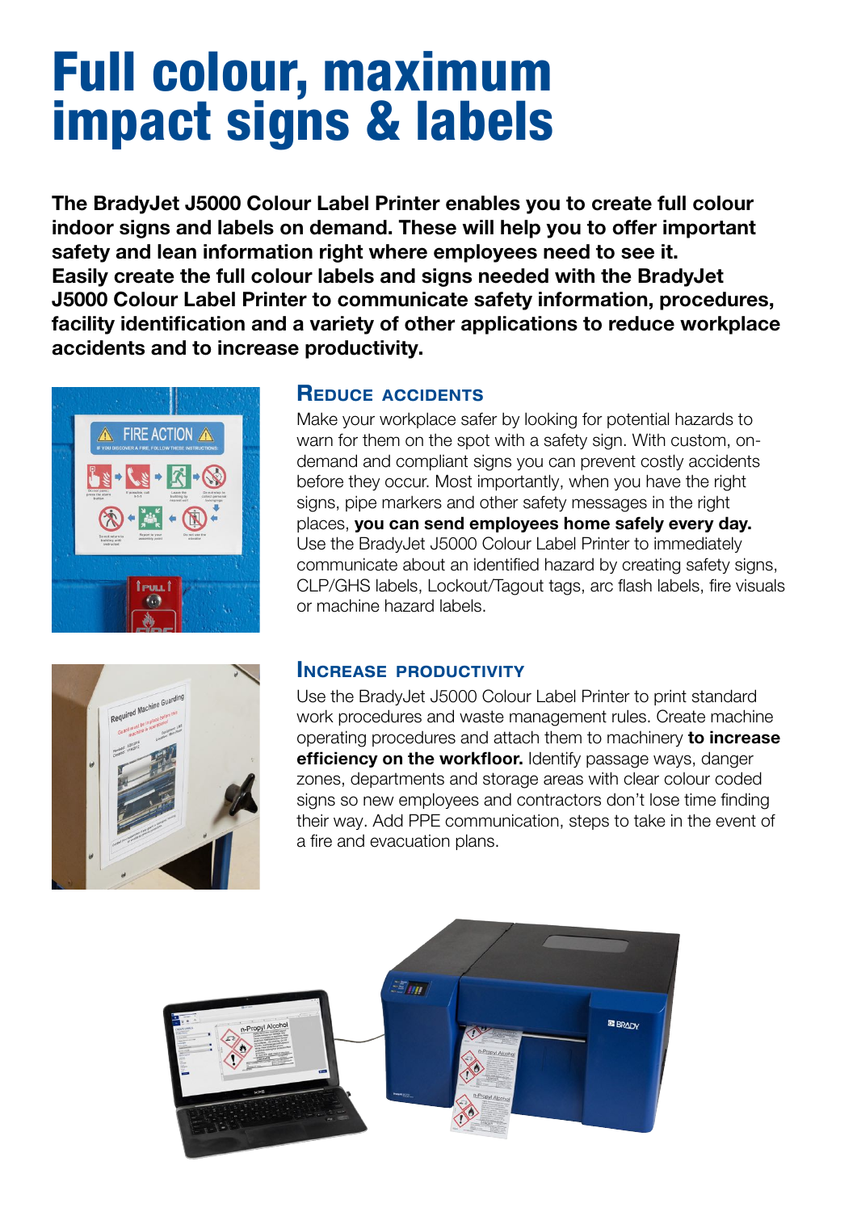# Full colour, maximum impact signs & labels

**The BradyJet J5000 Colour Label Printer enables you to create full colour indoor signs and labels on demand. These will help you to offer important safety and lean information right where employees need to see it. Easily create the full colour labels and signs needed with the BradyJet J5000 Colour Label Printer to communicate safety information, procedures, facility identification and a variety of other applications to reduce workplace accidents and to increase productivity.**

## Reduce accidents

Make your workplace safer by looking for potential hazards to warn for them on the spot with a safety sign. With custom, on-demand and compliant signs you can prevent costly accidents before they occur. Most importantly, when you have the right signs, pipe markers and other safety messages in the right places, **you can send employees home safely every day.** Use the BradyJet J5000 Colour Label Printer to immediately communicate about an identified hazard by creating safety signs, CLP/GHS labels, Lockout/Tagout tags, arc flash labels, fire visuals or machine hazard labels.

## Increase productivity

Use the BradyJet J5000 Colour Label Printer to print standard work procedures and waste management rules. Create machine operating procedures and attach them to machinery **to increase efficiency on the workfloor.** Identify passage ways, danger zones, departments and storage areas with clear colour coded signs so new employees and contractors don't lose time finding their way. Add PPE communication, steps to take in the event of a fire and evacuation plans.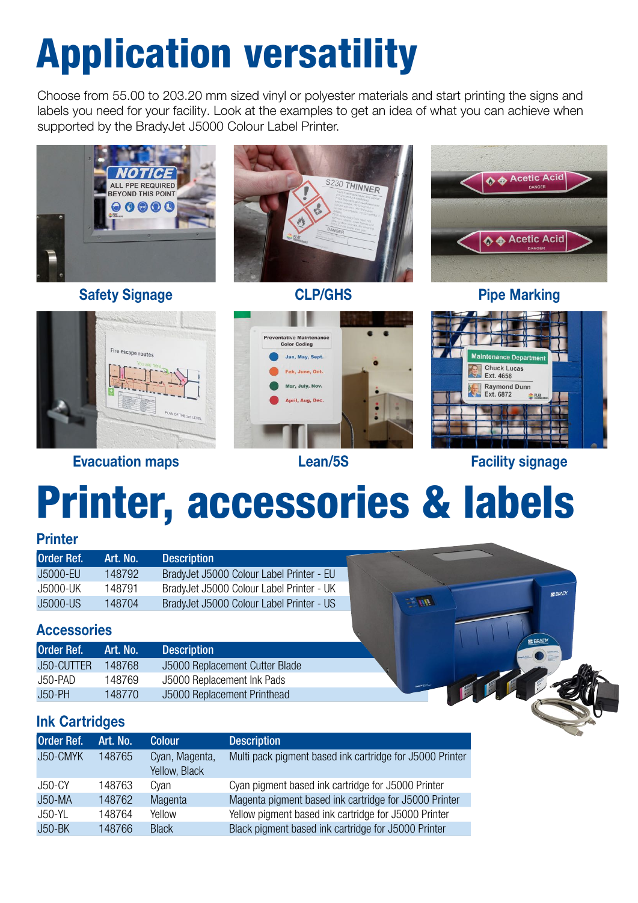# Application versatility

Choose from 55.00 to 203.20 mm sized vinyl or polyester materials and start printing the signs and labels you need for your facility. Look at the examples to get an idea of what you can achieve when supported by the BradyJet J5000 Colour Label Printer.

Safety Signage

CLP/GHS

Pipe Marking

Evacuation maps

Lean/5S

Facility signage

# Printer, accessories & labels

## Printer

| Order Ref. | Art. No. | Description |
|---|---|---|
| J5000-EU | 148792 | BradyJet J5000 Colour Label Printer - EU |
| J5000-UK | 148791 | BradyJet J5000 Colour Label Printer - UK |
| J5000-US | 148704 | BradyJet J5000 Colour Label Printer - US |

## Accessories

| Order Ref. | Art. No. | Description |
|---|---|---|
| J50-CUTTER | 148768 | J5000 Replacement Cutter Blade |
| J50-PAD | 148769 | J5000 Replacement Ink Pads |
| J50-PH | 148770 | J5000 Replacement Printhead |

## Ink Cartridges

| Order Ref. | Art. No. | Colour | Description |
|---|---|---|---|
| J50-CMYK | 148765 | Cyan, Magenta, Yellow, Black | Multi pack pigment based ink cartridge for J5000 Printer |
| J50-CY | 148763 | Cyan | Cyan pigment based ink cartridge for J5000 Printer |
| J50-MA | 148762 | Magenta | Magenta pigment based ink cartridge for J5000 Printer |
| J50-YL | 148764 | Yellow | Yellow pigment based ink cartridge for J5000 Printer |
| J50-BK | 148766 | Black | Black pigment based ink cartridge for J5000 Printer |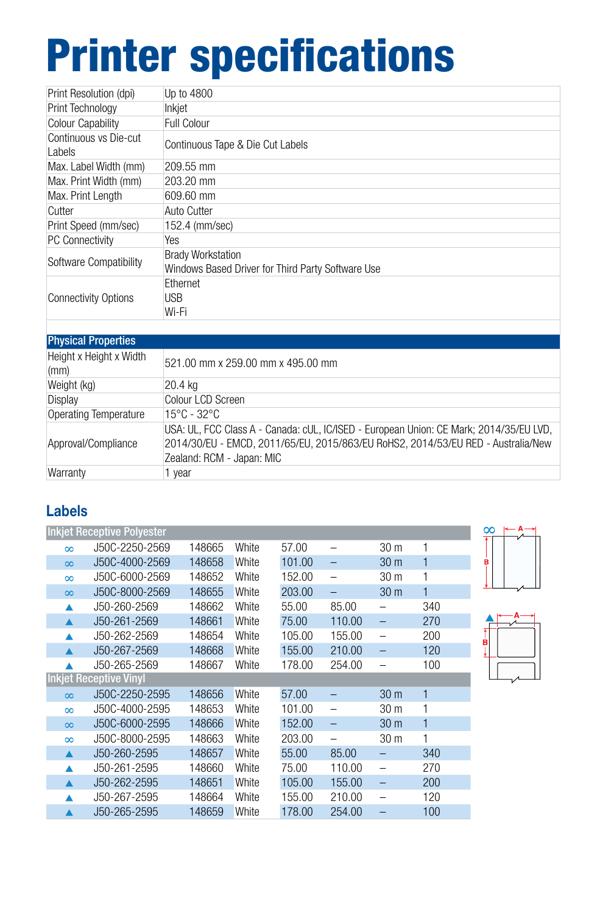# Printer specifications

| | |
|---|---|
| Print Resolution (dpi) | Up to 4800 |
| Print Technology | Inkjet |
| Colour Capability | Full Colour |
| Continuous vs Die-cut Labels | Continuous Tape & Die Cut Labels |
| Max. Label Width (mm) | 209.55 mm |
| Max. Print Width (mm) | 203.20 mm |
| Max. Print Length | 609.60 mm |
| Cutter | Auto Cutter |
| Print Speed (mm/sec) | 152.4 (mm/sec) |
| PC Connectivity | Yes |
| Software Compatibility | Brady Workstation<br>Windows Based Driver for Third Party Software Use |
| Connectivity Options | Ethernet<br>USB<br>Wi-Fi |

| Physical Properties | |
|---|---|
| Height x Height x Width (mm) | 521.00 mm x 259.00 mm x 495.00 mm |
| Weight (kg) | 20.4 kg |
| Display | Colour LCD Screen |
| Operating Temperature | 15°C - 32°C |
| Approval/Compliance | USA: UL, FCC Class A - Canada: cUL, IC/ISED - European Union: CE Mark; 2014/35/EU LVD, 2014/30/EU - EMCD, 2011/65/EU, 2015/863/EU RoHS2, 2014/53/EU RED - Australia/New Zealand: RCM - Japan: MIC |
| Warranty | 1 year |

## Labels

| | | | | | | | |
|---|---|---|---|---|---|---|---|
| **Inkjet Receptive Polyester** | | | | | | | |
| ∞ | J50C-2250-2569 | 148665 | White | 57.00 | – | 30 m | 1 |
| ∞ | J50C-4000-2569 | 148658 | White | 101.00 | – | 30 m | 1 |
| ∞ | J50C-6000-2569 | 148652 | White | 152.00 | – | 30 m | 1 |
| ∞ | J50C-8000-2569 | 148655 | White | 203.00 | – | 30 m | 1 |
| ▲ | J50-260-2569 | 148662 | White | 55.00 | 85.00 | – | 340 |
| ▲ | J50-261-2569 | 148661 | White | 75.00 | 110.00 | – | 270 |
| ▲ | J50-262-2569 | 148654 | White | 105.00 | 155.00 | – | 200 |
| ▲ | J50-267-2569 | 148668 | White | 155.00 | 210.00 | – | 120 |
| ▲ | J50-265-2569 | 148667 | White | 178.00 | 254.00 | – | 100 |
| **Inkjet Receptive Vinyl** | | | | | | | |
| ∞ | J50C-2250-2595 | 148656 | White | 57.00 | – | 30 m | 1 |
| ∞ | J50C-4000-2595 | 148653 | White | 101.00 | – | 30 m | 1 |
| ∞ | J50C-6000-2595 | 148666 | White | 152.00 | – | 30 m | 1 |
| ∞ | J50C-8000-2595 | 148663 | White | 203.00 | – | 30 m | 1 |
| ▲ | J50-260-2595 | 148657 | White | 55.00 | 85.00 | – | 340 |
| ▲ | J50-261-2595 | 148660 | White | 75.00 | 110.00 | – | 270 |
| ▲ | J50-262-2595 | 148651 | White | 105.00 | 155.00 | – | 200 |
| ▲ | J50-267-2595 | 148664 | White | 155.00 | 210.00 | – | 120 |
| ▲ | J50-265-2595 | 148659 | White | 178.00 | 254.00 | – | 100 |

∞ A B

▲ A B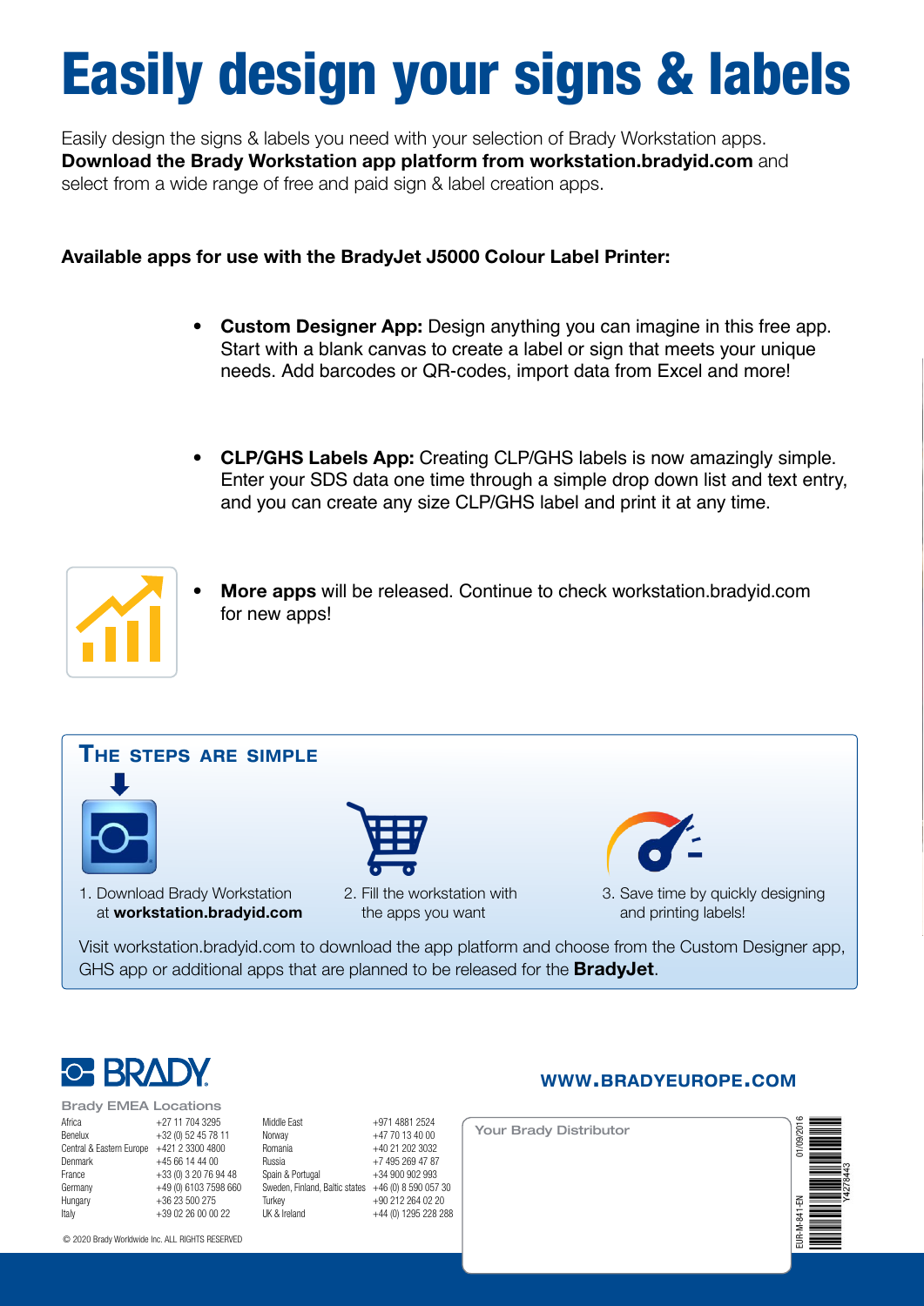# Easily design your signs & labels

Easily design the signs & labels you need with your selection of Brady Workstation apps. **Download the Brady Workstation app platform from workstation.bradyid.com** and select from a wide range of free and paid sign & label creation apps.

**Available apps for use with the BradyJet J5000 Colour Label Printer:**

- **Custom Designer App:** Design anything you can imagine in this free app. Start with a blank canvas to create a label or sign that meets your unique needs. Add barcodes or QR-codes, import data from Excel and more!
- **CLP/GHS Labels App:** Creating CLP/GHS labels is now amazingly simple. Enter your SDS data one time through a simple drop down list and text entry, and you can create any size CLP/GHS label and print it at any time.
- **More apps** will be released. Continue to check workstation.bradyid.com for new apps!

## The steps are simple

1. Download Brady Workstation at **workstation.bradyid.com**
2. Fill the workstation with the apps you want
3. Save time by quickly designing and printing labels!

Visit workstation.bradyid.com to download the app platform and choose from the Custom Designer app, GHS app or additional apps that are planned to be released for the **BradyJet**.

BRADY

**WWW.BRADYEUROPE.COM**

Brady EMEA Locations

| | | | |
|---|---|---|---|
| Africa | +27 11 704 3295 | Middle East | +971 4881 2524 |
| Benelux | +32 (0) 52 45 78 11 | Norway | +47 70 13 40 00 |
| Central & Eastern Europe | +421 2 3300 4800 | Romania | +40 21 202 3032 |
| Denmark | +45 66 14 44 00 | Russia | +7 495 269 47 87 |
| France | +33 (0) 3 20 76 94 48 | Spain & Portugal | +34 900 902 993 |
| Germany | +49 (0) 6103 7598 660 | Sweden, Finland, Baltic states | +46 (0) 8 590 057 30 |
| Hungary | +36 23 500 275 | Turkey | +90 212 264 02 20 |
| Italy | +39 02 26 00 00 22 | UK & Ireland | +44 (0) 1295 228 288 |

© 2020 Brady Worldwide Inc. ALL RIGHTS RESERVED

Your Brady Distributor

EUR-M-841-EN 01/09/2016 Y4278443